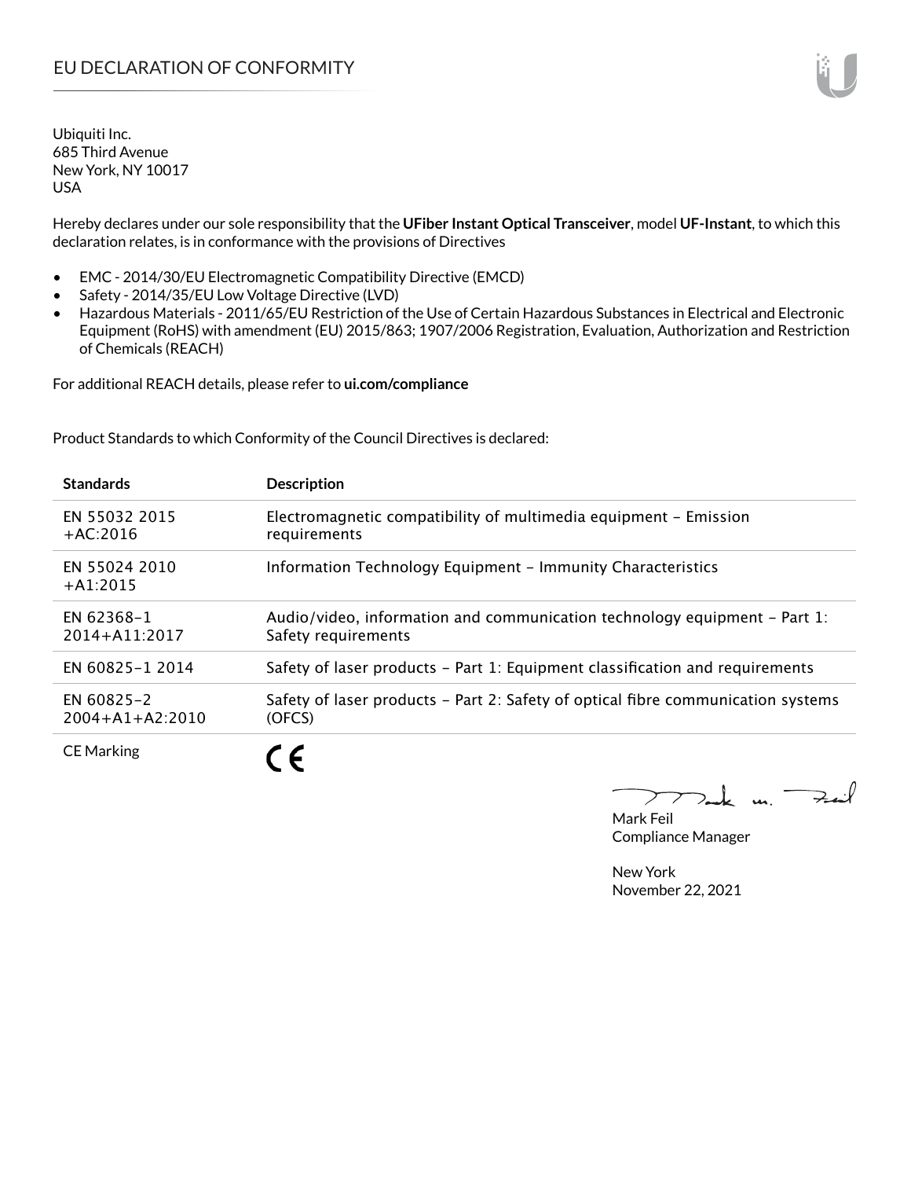# EU DECLARATION OF CONFORMITY

Ubiquiti Inc.
685 Third Avenue
New York, NY 10017
USA

Hereby declares under our sole responsibility that the **UFiber Instant Optical Transceiver**, model **UF-Instant**, to which this declaration relates, is in conformance with the provisions of Directives

- EMC - 2014/30/EU Electromagnetic Compatibility Directive (EMCD)
- Safety - 2014/35/EU Low Voltage Directive (LVD)
- Hazardous Materials - 2011/65/EU Restriction of the Use of Certain Hazardous Substances in Electrical and Electronic Equipment (RoHS) with amendment (EU) 2015/863; 1907/2006 Registration, Evaluation, Authorization and Restriction of Chemicals (REACH)

For additional REACH details, please refer to **ui.com/compliance**

Product Standards to which Conformity of the Council Directives is declared:

| Standards | Description |
|---|---|
| EN 55032 2015 +AC:2016 | Electromagnetic compatibility of multimedia equipment – Emission requirements |
| EN 55024 2010 +A1:2015 | Information Technology Equipment – Immunity Characteristics |
| EN 62368-1 2014+A11:2017 | Audio/video, information and communication technology equipment – Part 1: Safety requirements |
| EN 60825-1 2014 | Safety of laser products – Part 1: Equipment classification and requirements |
| EN 60825-2 2004+A1+A2:2010 | Safety of laser products – Part 2: Safety of optical fibre communication systems (OFCS) |
| CE Marking | CE |

Mark Feil
Compliance Manager

New York
November 22, 2021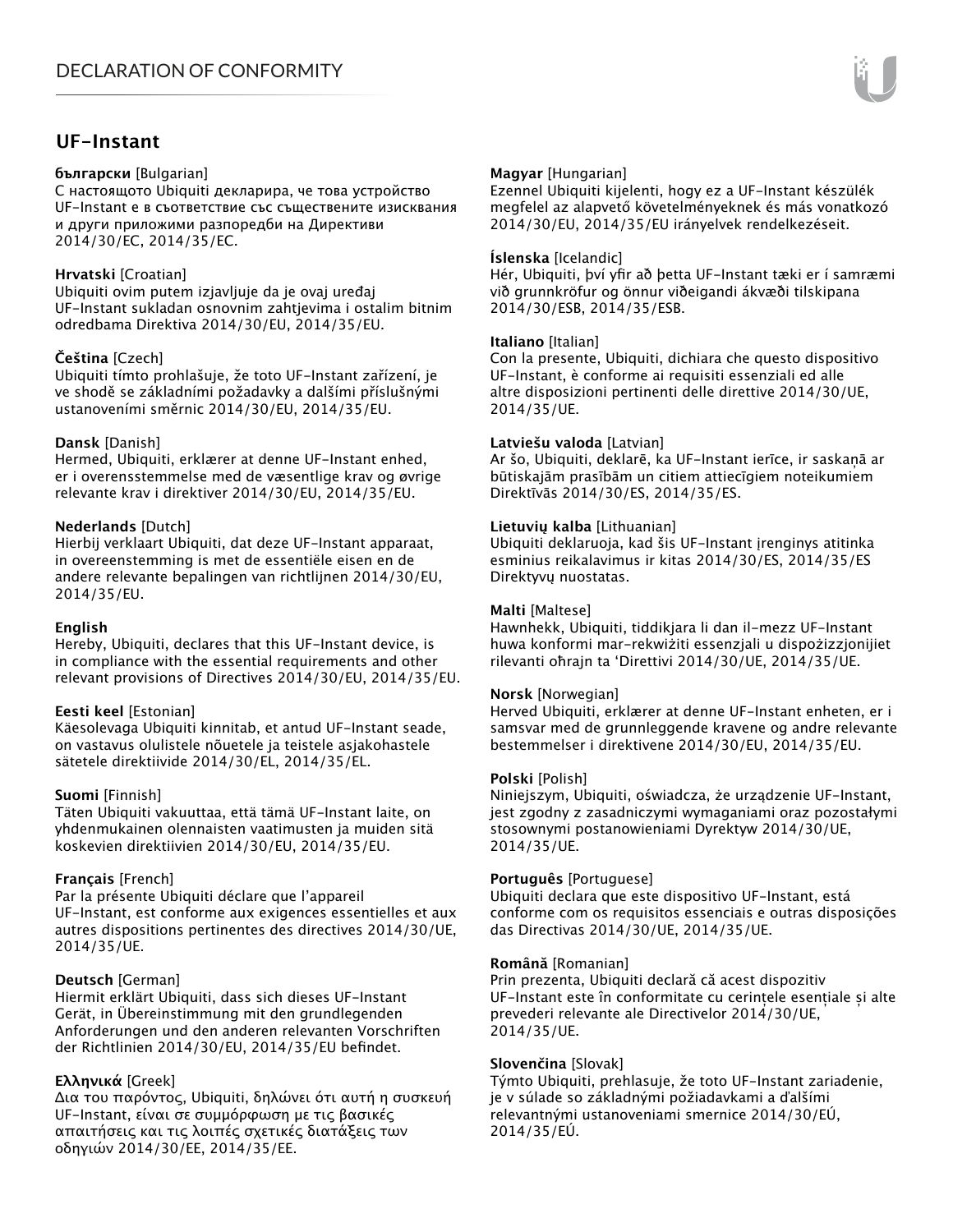# DECLARATION OF CONFORMITY

## UF-Instant

**български** [Bulgarian]
С настоящото Ubiquiti декларира, че това устройство UF-Instant е в съответствие със съществените изисквания и други приложими разпоредби на Директиви 2014/30/ЕС, 2014/35/ЕС.

**Hrvatski** [Croatian]
Ubiquiti ovim putem izjavljuje da je ovaj uređaj UF-Instant sukladan osnovnim zahtjevima i ostalim bitnim odredbama Direktiva 2014/30/EU, 2014/35/EU.

**Čeština** [Czech]
Ubiquiti tímto prohlašuje, že toto UF-Instant zařízení, je ve shodě se základními požadavky a dalšími příslušnými ustanoveními směrnic 2014/30/EU, 2014/35/EU.

**Dansk** [Danish]
Hermed, Ubiquiti, erklærer at denne UF-Instant enhed, er i overensstemmelse med de væsentlige krav og øvrige relevante krav i direktiver 2014/30/EU, 2014/35/EU.

**Nederlands** [Dutch]
Hierbij verklaart Ubiquiti, dat deze UF-Instant apparaat, in overeenstemming is met de essentiële eisen en de andere relevante bepalingen van richtlijnen 2014/30/EU, 2014/35/EU.

**English**
Hereby, Ubiquiti, declares that this UF-Instant device, is in compliance with the essential requirements and other relevant provisions of Directives 2014/30/EU, 2014/35/EU.

**Eesti keel** [Estonian]
Käesolevaga Ubiquiti kinnitab, et antud UF-Instant seade, on vastavus olulistele nõuetele ja teistele asjakohastele sätetele direktiivide 2014/30/EL, 2014/35/EL.

**Suomi** [Finnish]
Täten Ubiquiti vakuuttaa, että tämä UF-Instant laite, on yhdenmukainen olennaisten vaatimusten ja muiden sitä koskevien direktiivien 2014/30/EU, 2014/35/EU.

**Français** [French]
Par la présente Ubiquiti déclare que l'appareil UF-Instant, est conforme aux exigences essentielles et aux autres dispositions pertinentes des directives 2014/30/UE, 2014/35/UE.

**Deutsch** [German]
Hiermit erklärt Ubiquiti, dass sich dieses UF-Instant Gerät, in Übereinstimmung mit den grundlegenden Anforderungen und den anderen relevanten Vorschriften der Richtlinien 2014/30/EU, 2014/35/EU befindet.

**Ελληνικά** [Greek]
Δια του παρόντος, Ubiquiti, δηλώνει ότι αυτή η συσκευή UF-Instant, είναι σε συμμόρφωση με τις βασικές απαιτήσεις και τις λοιπές σχετικές διατάξεις των οδηγιών 2014/30/EE, 2014/35/EE.

**Magyar** [Hungarian]
Ezennel Ubiquiti kijelenti, hogy ez a UF-Instant készülék megfelel az alapvető követelményeknek és más vonatkozó 2014/30/EU, 2014/35/EU irányelvek rendelkezéseit.

**Íslenska** [Icelandic]
Hér, Ubiquiti, því yfir að þetta UF-Instant tæki er í samræmi við grunnkröfur og önnur viðeigandi ákvæði tilskipana 2014/30/ESB, 2014/35/ESB.

**Italiano** [Italian]
Con la presente, Ubiquiti, dichiara che questo dispositivo UF-Instant, è conforme ai requisiti essenziali ed alle altre disposizioni pertinenti delle direttive 2014/30/UE, 2014/35/UE.

**Latviešu valoda** [Latvian]
Ar šo, Ubiquiti, deklarē, ka UF-Instant ierīce, ir saskaņā ar būtiskajām prasībām un citiem attiecīgiem noteikumiem Direktīvās 2014/30/ES, 2014/35/ES.

**Lietuvių kalba** [Lithuanian]
Ubiquiti deklaruoja, kad šis UF-Instant įrenginys atitinka esminius reikalavimus ir kitas 2014/30/ES, 2014/35/ES Direktyvų nuostatas.

**Malti** [Maltese]
Hawnhekk, Ubiquiti, tiddikjara li dan il-mezz UF-Instant huwa konformi mar-rekwiżiti essenzjali u dispożizzjonijiet rilevanti oħrajn ta 'Direttivi 2014/30/UE, 2014/35/UE.

**Norsk** [Norwegian]
Herved Ubiquiti, erklærer at denne UF-Instant enheten, er i samsvar med de grunnleggende kravene og andre relevante bestemmelser i direktivene 2014/30/EU, 2014/35/EU.

**Polski** [Polish]
Niniejszym, Ubiquiti, oświadcza, że urządzenie UF-Instant, jest zgodny z zasadniczymi wymaganiami oraz pozostałymi stosownymi postanowieniami Dyrektyw 2014/30/UE, 2014/35/UE.

**Português** [Portuguese]
Ubiquiti declara que este dispositivo UF-Instant, está conforme com os requisitos essenciais e outras disposições das Directivas 2014/30/UE, 2014/35/UE.

**Română** [Romanian]
Prin prezenta, Ubiquiti declară că acest dispozitiv UF-Instant este în conformitate cu cerințele esențiale și alte prevederi relevante ale Directivelor 2014/30/UE, 2014/35/UE.

**Slovenčina** [Slovak]
Týmto Ubiquiti, prehlasuje, že toto UF-Instant zariadenie, je v súlade so základnými požiadavkami a ďalšími relevantnými ustanoveniami smernice 2014/30/EÚ, 2014/35/EÚ.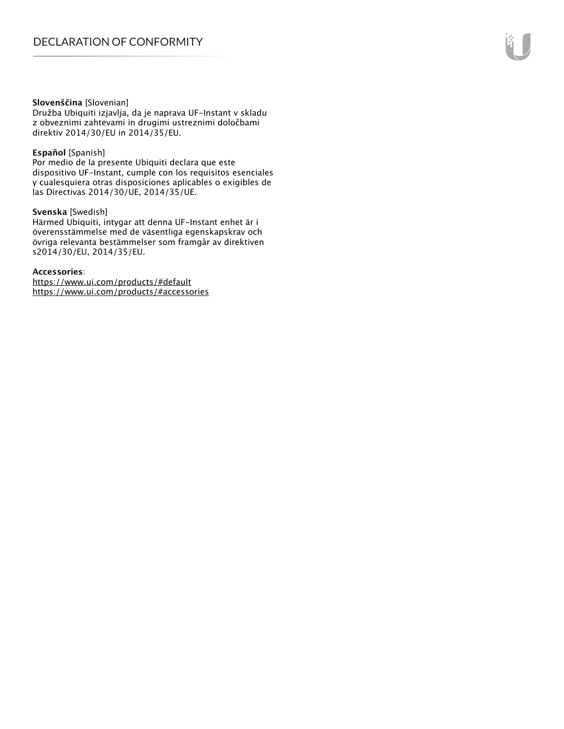**Slovenščina** [Slovenian]
Družba Ubiquiti izjavlja, da je naprava UF-Instant v skladu z obveznimi zahtevami in drugimi ustreznimi določbami direktiv 2014/30/EU in 2014/35/EU.

**Español** [Spanish]
Por medio de la presente Ubiquiti declara que este dispositivo UF-Instant, cumple con los requisitos esenciales y cualesquiera otras disposiciones aplicables o exigibles de las Directivas 2014/30/UE, 2014/35/UE.

**Svenska** [Swedish]
Härmed Ubiquiti, intygar att denna UF-Instant enhet är i överensstämmelse med de väsentliga egenskapskrav och övriga relevanta bestämmelser som framgår av direktiven s2014/30/EU, 2014/35/EU.

**Accessories**:
https://www.ui.com/products/#default
https://www.ui.com/products/#accessories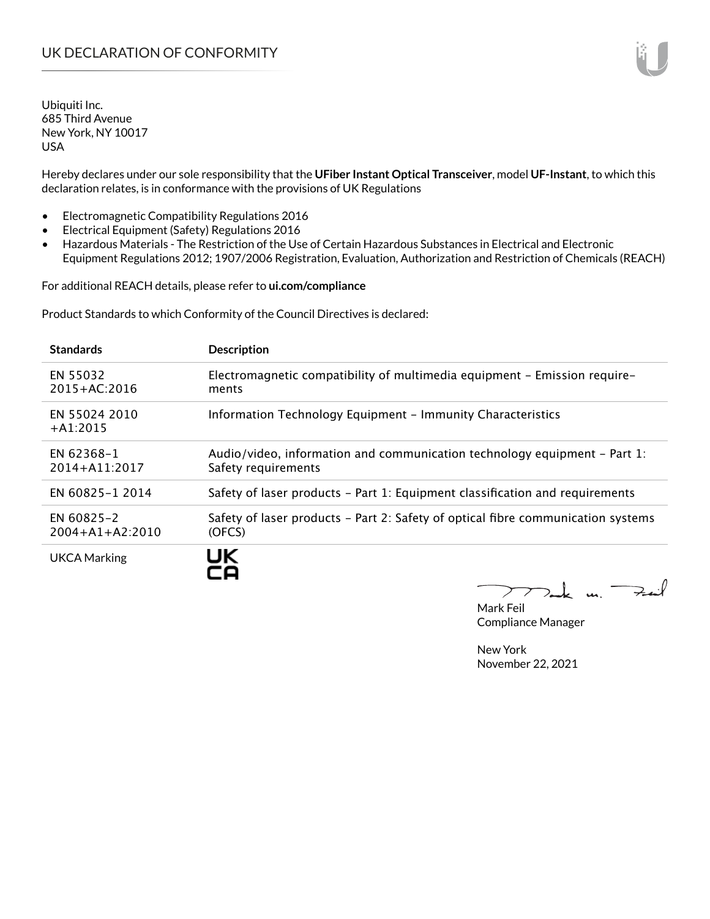# UK DECLARATION OF CONFORMITY

Ubiquiti Inc.
685 Third Avenue
New York, NY 10017
USA

Hereby declares under our sole responsibility that the **UFiber Instant Optical Transceiver**, model **UF-Instant**, to which this declaration relates, is in conformance with the provisions of UK Regulations

- Electromagnetic Compatibility Regulations 2016
- Electrical Equipment (Safety) Regulations 2016
- Hazardous Materials - The Restriction of the Use of Certain Hazardous Substances in Electrical and Electronic Equipment Regulations 2012; 1907/2006 Registration, Evaluation, Authorization and Restriction of Chemicals (REACH)

For additional REACH details, please refer to **ui.com/compliance**

Product Standards to which Conformity of the Council Directives is declared:

| Standards | Description |
| --- | --- |
| EN 55032 2015+AC:2016 | Electromagnetic compatibility of multimedia equipment – Emission requirements |
| EN 55024 2010 +A1:2015 | Information Technology Equipment – Immunity Characteristics |
| EN 62368-1 2014+A11:2017 | Audio/video, information and communication technology equipment – Part 1: Safety requirements |
| EN 60825-1 2014 | Safety of laser products – Part 1: Equipment classification and requirements |
| EN 60825-2 2004+A1+A2:2010 | Safety of laser products – Part 2: Safety of optical fibre communication systems (OFCS) |
| UKCA Marking | UK CA |

Mark Feil
Compliance Manager

New York
November 22, 2021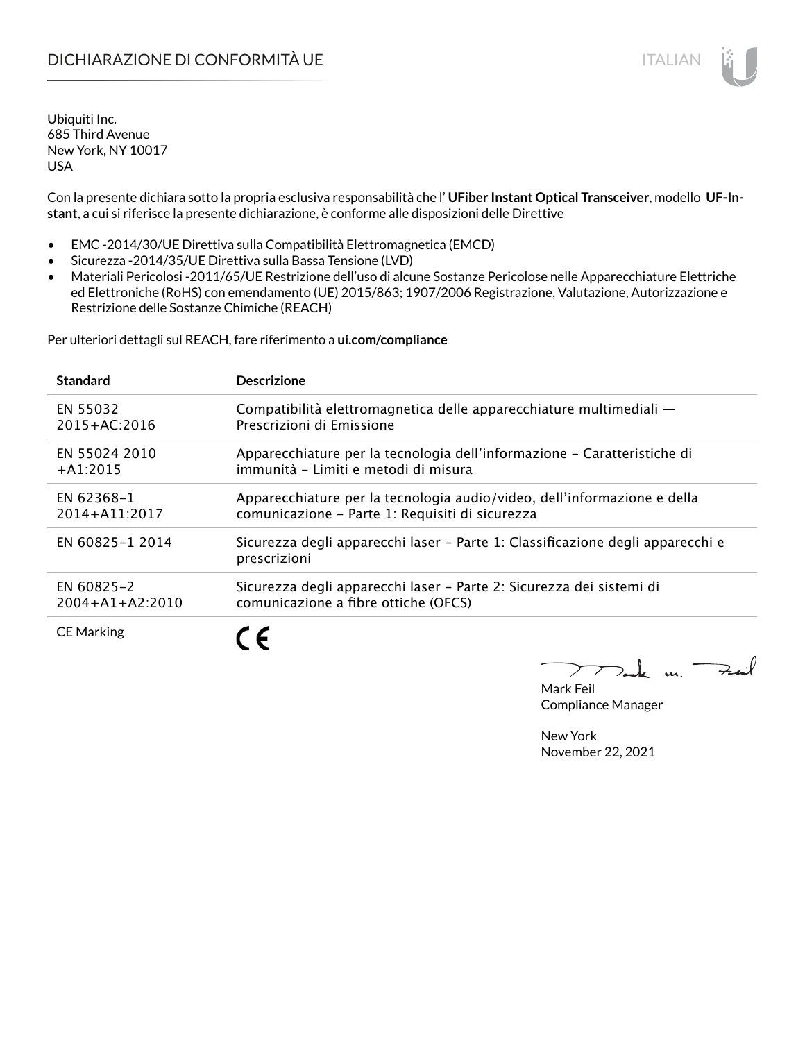# DICHIARAZIONE DI CONFORMITÀ UE

Ubiquiti Inc.
685 Third Avenue
New York, NY 10017
USA

Con la presente dichiara sotto la propria esclusiva responsabilità che l' **UFiber Instant Optical Transceiver**, modello **UF-Instant**, a cui si riferisce la presente dichiarazione, è conforme alle disposizioni delle Direttive

- EMC -2014/30/UE Direttiva sulla Compatibilità Elettromagnetica (EMCD)
- Sicurezza -2014/35/UE Direttiva sulla Bassa Tensione (LVD)
- Materiali Pericolosi -2011/65/UE Restrizione dell'uso di alcune Sostanze Pericolose nelle Apparecchiature Elettriche ed Elettroniche (RoHS) con emendamento (UE) 2015/863; 1907/2006 Registrazione, Valutazione, Autorizzazione e Restrizione delle Sostanze Chimiche (REACH)

Per ulteriori dettagli sul REACH, fare riferimento a **ui.com/compliance**

| Standard | Descrizione |
| --- | --- |
| EN 55032 2015+AC:2016 | Compatibilità elettromagnetica delle apparecchiature multimediali — Prescrizioni di Emissione |
| EN 55024 2010 +A1:2015 | Apparecchiature per la tecnologia dell'informazione – Caratteristiche di immunità – Limiti e metodi di misura |
| EN 62368-1 2014+A11:2017 | Apparecchiature per la tecnologia audio/video, dell'informazione e della comunicazione – Parte 1: Requisiti di sicurezza |
| EN 60825-1 2014 | Sicurezza degli apparecchi laser – Parte 1: Classificazione degli apparecchi e prescrizioni |
| EN 60825-2 2004+A1+A2:2010 | Sicurezza degli apparecchi laser – Parte 2: Sicurezza dei sistemi di comunicazione a fibre ottiche (OFCS) |
| CE Marking | CE |

Mark Feil
Compliance Manager

New York
November 22, 2021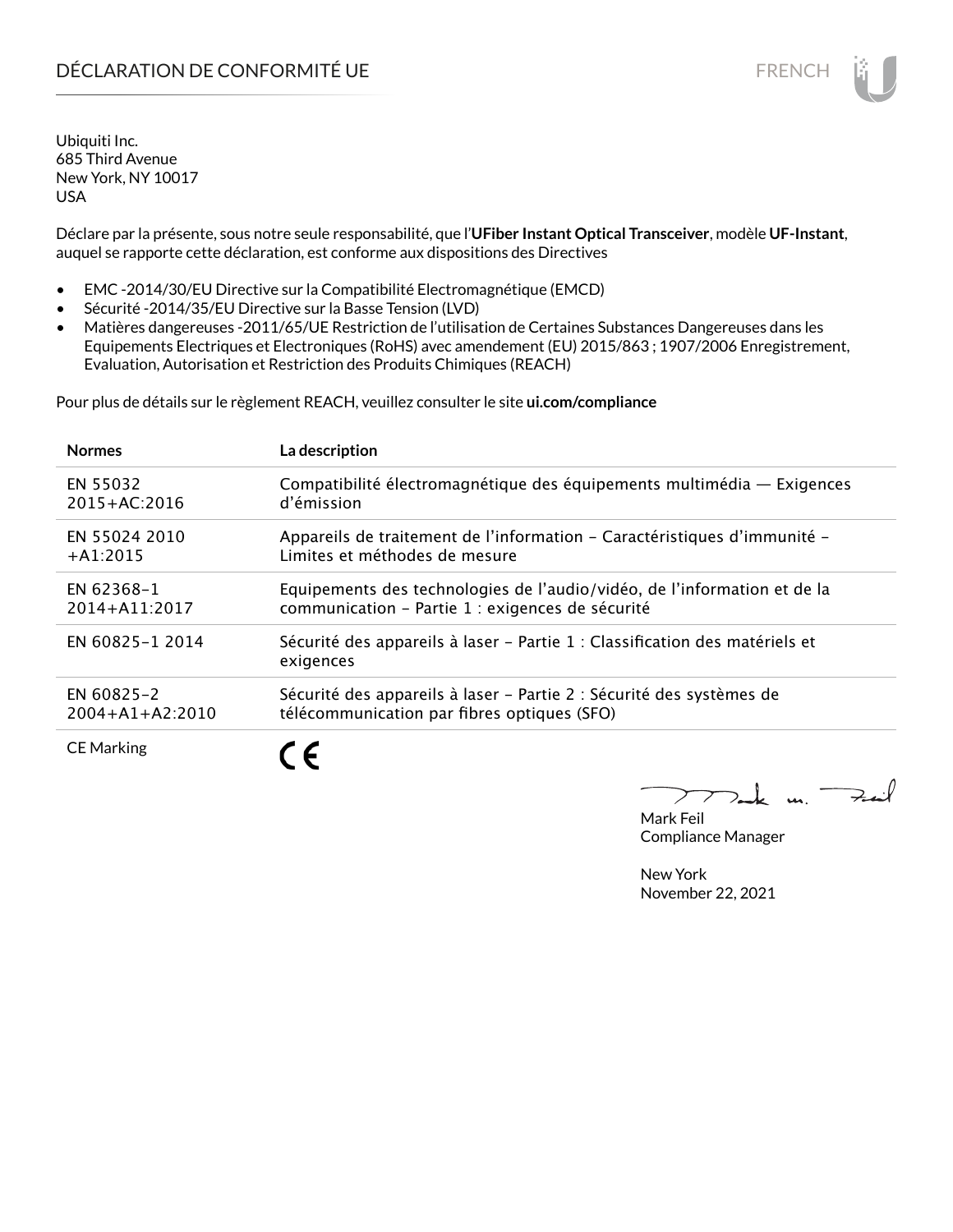# DÉCLARATION DE CONFORMITÉ UE

Ubiquiti Inc.
685 Third Avenue
New York, NY 10017
USA

Déclare par la présente, sous notre seule responsabilité, que l'**UFiber Instant Optical Transceiver**, modèle **UF-Instant**, auquel se rapporte cette déclaration, est conforme aux dispositions des Directives

- EMC -2014/30/EU Directive sur la Compatibilité Electromagnétique (EMCD)
- Sécurité -2014/35/EU Directive sur la Basse Tension (LVD)
- Matières dangereuses -2011/65/UE Restriction de l'utilisation de Certaines Substances Dangereuses dans les Equipements Electriques et Electroniques (RoHS) avec amendement (EU) 2015/863 ; 1907/2006 Enregistrement, Evaluation, Autorisation et Restriction des Produits Chimiques (REACH)

Pour plus de détails sur le règlement REACH, veuillez consulter le site **ui.com/compliance**

| **Normes** | **La description** |
|---|---|
| EN 55032 2015+AC:2016 | Compatibilité électromagnétique des équipements multimédia — Exigences d'émission |
| EN 55024 2010 +A1:2015 | Appareils de traitement de l'information – Caractéristiques d'immunité – Limites et méthodes de mesure |
| EN 62368-1 2014+A11:2017 | Equipements des technologies de l'audio/vidéo, de l'information et de la communication – Partie 1 : exigences de sécurité |
| EN 60825-1 2014 | Sécurité des appareils à laser – Partie 1 : Classification des matériels et exigences |
| EN 60825-2 2004+A1+A2:2010 | Sécurité des appareils à laser – Partie 2 : Sécurité des systèmes de télécommunication par fibres optiques (SFO) |
| CE Marking | CE |

Mark Feil
Compliance Manager

New York
November 22, 2021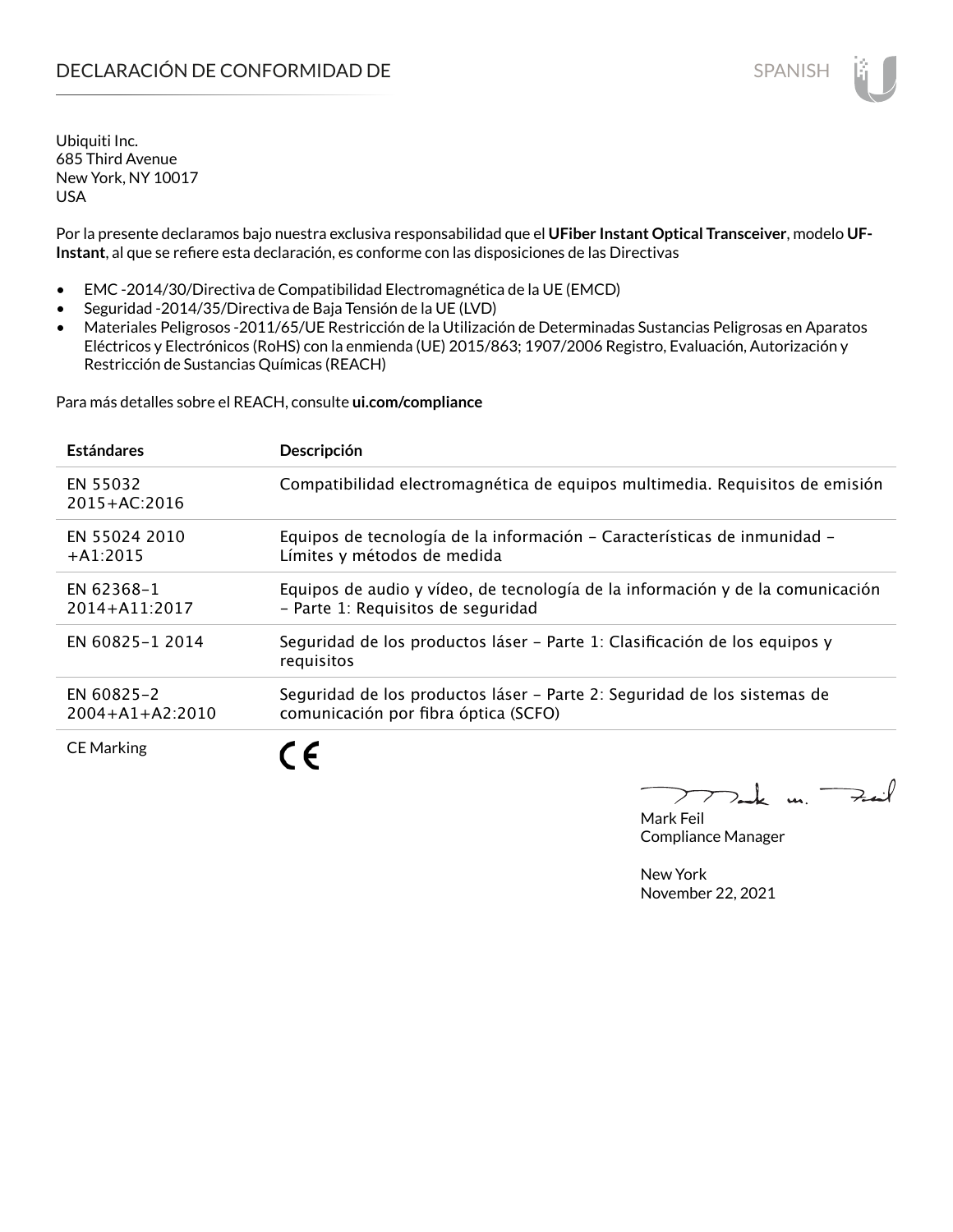# DECLARACIÓN DE CONFORMIDAD DE

Ubiquiti Inc.
685 Third Avenue
New York, NY 10017
USA

Por la presente declaramos bajo nuestra exclusiva responsabilidad que el **UFiber Instant Optical Transceiver**, modelo **UF-Instant**, al que se refiere esta declaración, es conforme con las disposiciones de las Directivas

- EMC -2014/30/Directiva de Compatibilidad Electromagnética de la UE (EMCD)
- Seguridad -2014/35/Directiva de Baja Tensión de la UE (LVD)
- Materiales Peligrosos -2011/65/UE Restricción de la Utilización de Determinadas Sustancias Peligrosas en Aparatos Eléctricos y Electrónicos (RoHS) con la enmienda (UE) 2015/863; 1907/2006 Registro, Evaluación, Autorización y Restricción de Sustancias Químicas (REACH)

Para más detalles sobre el REACH, consulte **ui.com/compliance**

| Estándares | Descripción |
|---|---|
| EN 55032 2015+AC:2016 | Compatibilidad electromagnética de equipos multimedia. Requisitos de emisión |
| EN 55024 2010 +A1:2015 | Equipos de tecnología de la información – Características de inmunidad – Límites y métodos de medida |
| EN 62368-1 2014+A11:2017 | Equipos de audio y vídeo, de tecnología de la información y de la comunicación – Parte 1: Requisitos de seguridad |
| EN 60825-1 2014 | Seguridad de los productos láser – Parte 1: Clasificación de los equipos y requisitos |
| EN 60825-2 2004+A1+A2:2010 | Seguridad de los productos láser – Parte 2: Seguridad de los sistemas de comunicación por fibra óptica (SCFO) |
| CE Marking | CE |

Mark Feil
Compliance Manager

New York
November 22, 2021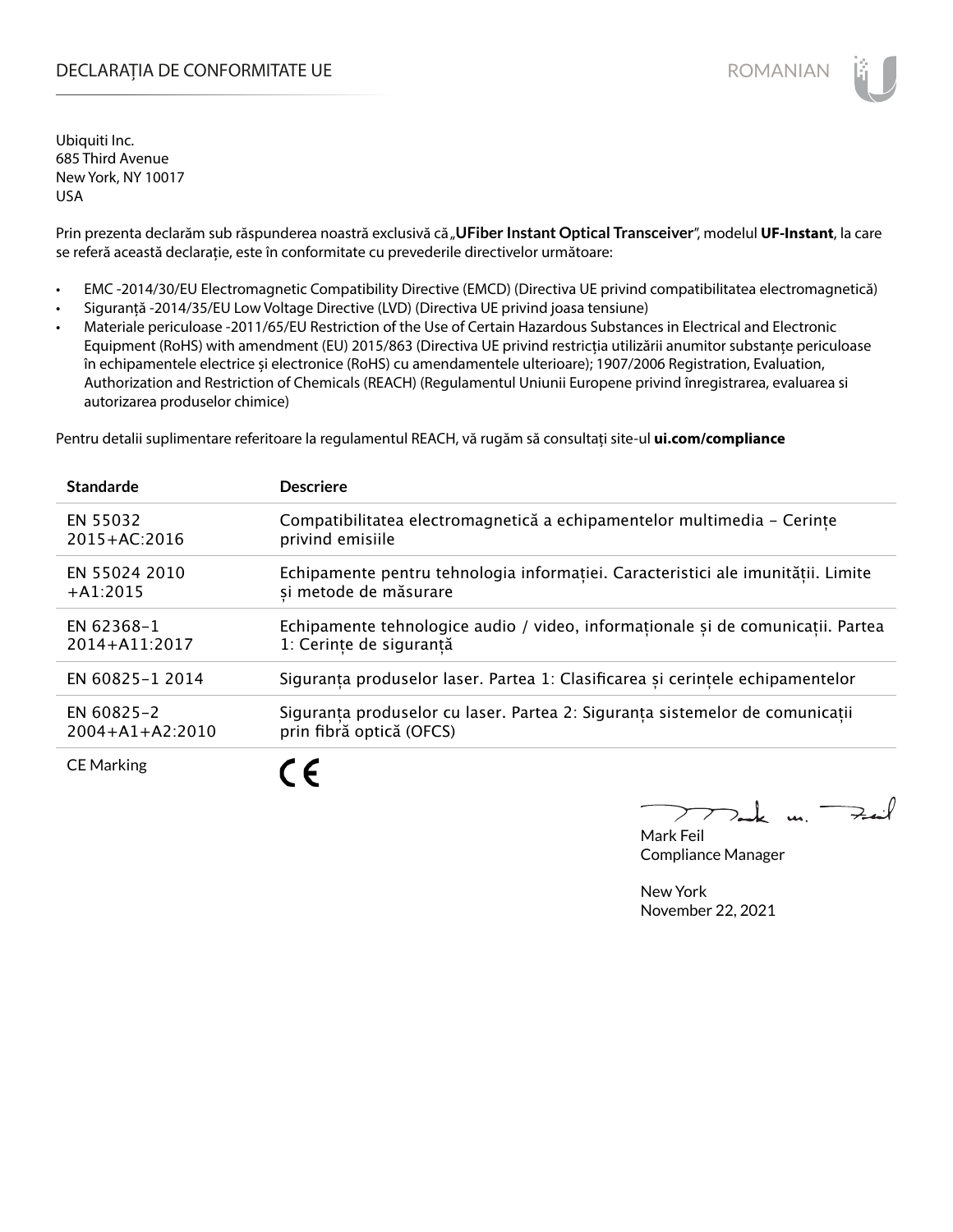# DECLARAȚIA DE CONFORMITATE UE

ROMANIAN

Ubiquiti Inc.
685 Third Avenue
New York, NY 10017
USA

Prin prezenta declarăm sub răspunderea noastră exclusivă că „**UFiber Instant Optical Transceiver**", modelul **UF-Instant**, la care se referă această declarație, este în conformitate cu prevederile directivelor următoare:

- EMC -2014/30/EU Electromagnetic Compatibility Directive (EMCD) (Directiva UE privind compatibilitatea electromagnetică)
- Siguranță -2014/35/EU Low Voltage Directive (LVD) (Directiva UE privind joasa tensiune)
- Materiale periculoase -2011/65/EU Restriction of the Use of Certain Hazardous Substances in Electrical and Electronic Equipment (RoHS) with amendment (EU) 2015/863 (Directiva UE privind restricția utilizării anumitor substanțe periculoase în echipamentele electrice și electronice (RoHS) cu amendamentele ulterioare); 1907/2006 Registration, Evaluation, Authorization and Restriction of Chemicals (REACH) (Regulamentul Uniunii Europene privind înregistrarea, evaluarea si autorizarea produselor chimice)

Pentru detalii suplimentare referitoare la regulamentul REACH, vă rugăm să consultați site-ul **ui.com/compliance**

| Standarde | Descriere |
|---|---|
| EN 55032 2015+AC:2016 | Compatibilitatea electromagnetică a echipamentelor multimedia – Cerințe privind emisiile |
| EN 55024 2010 +A1:2015 | Echipamente pentru tehnologia informației. Caracteristici ale imunității. Limite și metode de măsurare |
| EN 62368-1 2014+A11:2017 | Echipamente tehnologice audio / video, informaționale și de comunicații. Partea 1: Cerințe de siguranță |
| EN 60825-1 2014 | Siguranța produselor laser. Partea 1: Clasificarea și cerințele echipamentelor |
| EN 60825-2 2004+A1+A2:2010 | Siguranța produselor cu laser. Partea 2: Siguranța sistemelor de comunicații prin fibră optică (OFCS) |
| CE Marking | CE |

Mark Feil
Compliance Manager

New York
November 22, 2021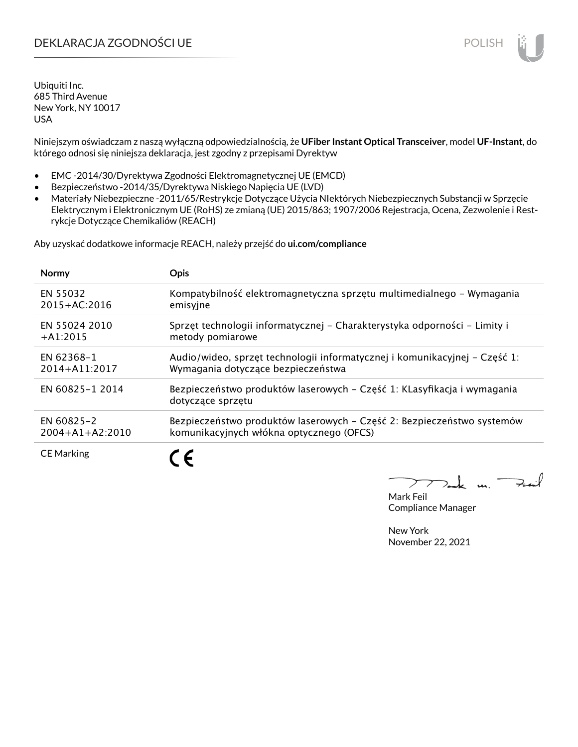# DEKLARACJA ZGODNOŚCI UE

Ubiquiti Inc.
685 Third Avenue
New York, NY 10017
USA

Niniejszym oświadczam z naszą wyłączną odpowiedzialnością, że **UFiber Instant Optical Transceiver**, model **UF-Instant**, do którego odnosi się niniejsza deklaracja, jest zgodny z przepisami Dyrektyw

- EMC -2014/30/Dyrektywa Zgodności Elektromagnetycznej UE (EMCD)
- Bezpieczeństwo -2014/35/Dyrektywa Niskiego Napięcia UE (LVD)
- Materiały Niebezpieczne -2011/65/Restrykcje Dotyczące Użycia NIektórych Niebezpiecznych Substancji w Sprzęcie Elektrycznym i Elektronicznym UE (RoHS) ze zmianą (UE) 2015/863; 1907/2006 Rejestracja, Ocena, Zezwolenie i Restrykcje Dotyczące Chemikaliów (REACH)

Aby uzyskać dodatkowe informacje REACH, należy przejść do **ui.com/compliance**

| Normy | Opis |
|---|---|
| EN 55032 2015+AC:2016 | Kompatybilność elektromagnetyczna sprzętu multimedialnego – Wymagania emisyjne |
| EN 55024 2010 +A1:2015 | Sprzęt technologii informatycznej – Charakterystyka odporności – Limity i metody pomiarowe |
| EN 62368-1 2014+A11:2017 | Audio/wideo, sprzęt technologii informatycznej i komunikacyjnej – Część 1: Wymagania dotyczące bezpieczeństwa |
| EN 60825-1 2014 | Bezpieczeństwo produktów laserowych – Część 1: KLasyfikacja i wymagania dotyczące sprzętu |
| EN 60825-2 2004+A1+A2:2010 | Bezpieczeństwo produktów laserowych – Część 2: Bezpieczeństwo systemów komunikacyjnych włókna optycznego (OFCS) |
| CE Marking | CE |

Mark Feil
Compliance Manager

New York
November 22, 2021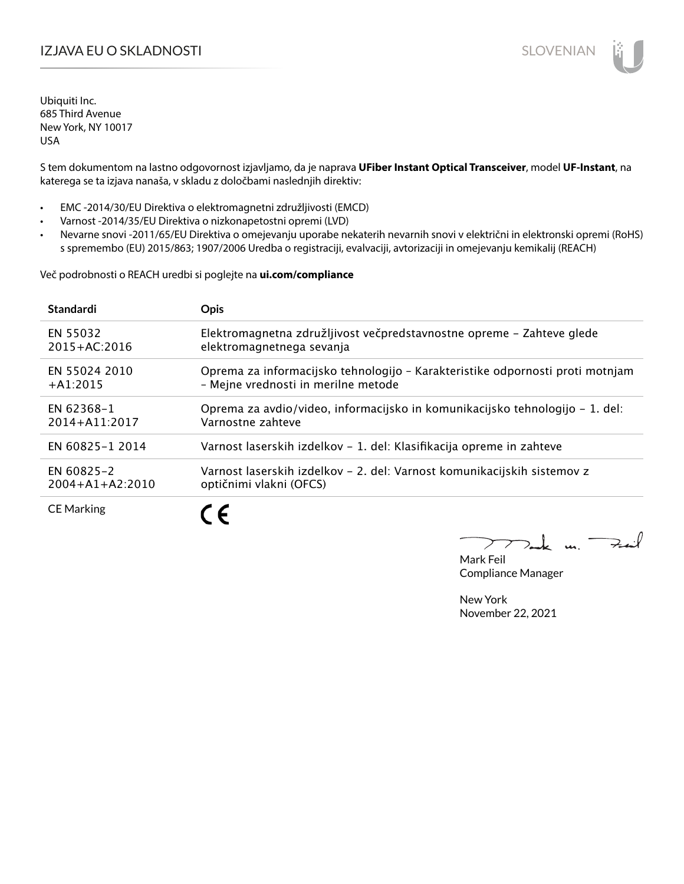# IZJAVA EU O SKLADNOSTI

Ubiquiti Inc.
685 Third Avenue
New York, NY 10017
USA

S tem dokumentom na lastno odgovornost izjavljamo, da je naprava **UFiber Instant Optical Transceiver**, model **UF-Instant**, na katerega se ta izjava nanaša, v skladu z določbami naslednjih direktiv:

- EMC -2014/30/EU Direktiva o elektromagnetni združljivosti (EMCD)
- Varnost -2014/35/EU Direktiva o nizkonapetostni opremi (LVD)
- Nevarne snovi -2011/65/EU Direktiva o omejevanju uporabe nekaterih nevarnih snovi v električni in elektronski opremi (RoHS) s spremembo (EU) 2015/863; 1907/2006 Uredba o registraciji, evalvaciji, avtorizaciji in omejevanju kemikalij (REACH)

Več podrobnosti o REACH uredbi si poglejte na **ui.com/compliance**

| Standardi | Opis |
| --- | --- |
| EN 55032 2015+AC:2016 | Elektromagnetna združljivost večpredstavnostne opreme – Zahteve glede elektromagnetnega sevanja |
| EN 55024 2010 +A1:2015 | Oprema za informacijsko tehnologijo – Karakteristike odpornosti proti motnjam – Mejne vrednosti in merilne metode |
| EN 62368-1 2014+A11:2017 | Oprema za avdio/video, informacijsko in komunikacijsko tehnologijo – 1. del: Varnostne zahteve |
| EN 60825-1 2014 | Varnost laserskih izdelkov – 1. del: Klasifikacija opreme in zahteve |
| EN 60825-2 2004+A1+A2:2010 | Varnost laserskih izdelkov – 2. del: Varnost komunikacijskih sistemov z optičnimi vlakni (OFCS) |
| CE Marking | CE |

Mark Feil
Compliance Manager

New York
November 22, 2021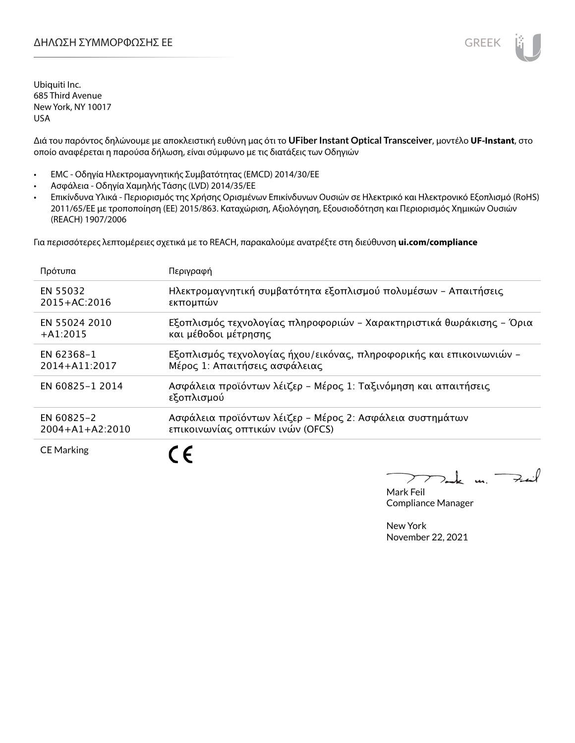# ΔΗΛΩΣΗ ΣΥΜΜΟΡΦΩΣΗΣ ΕΕ

Ubiquiti Inc.
685 Third Avenue
New York, NY 10017
USA

Διά του παρόντος δηλώνουμε με αποκλειστική ευθύνη μας ότι το **UFiber Instant Optical Transceiver**, μοντέλο **UF-Instant**, στο οποίο αναφέρεται η παρούσα δήλωση, είναι σύμφωνο με τις διατάξεις των Οδηγιών

- EMC - Οδηγία Ηλεκτρομαγνητικής Συμβατότητας (EMCD) 2014/30/EE
- Ασφάλεια - Οδηγία Χαμηλής Τάσης (LVD) 2014/35/EE
- Επικίνδυνα Υλικά - Περιορισμός της Χρήσης Ορισμένων Επικίνδυνων Ουσιών σε Ηλεκτρικό και Ηλεκτρονικό Εξοπλισμό (RoHS) 2011/65/EE με τροποποίηση (ΕΕ) 2015/863. Καταχώριση, Αξιολόγηση, Εξουσιοδότηση και Περιορισμός Χημικών Ουσιών (REACH) 1907/2006

Για περισσότερες λεπτομέρειες σχετικά με το REACH, παρακαλούμε ανατρέξτε στη διεύθυνση **ui.com/compliance**

| Πρότυπα | Περιγραφή |
|---|---|
| EN 55032 2015+AC:2016 | Ηλεκτρομαγνητική συμβατότητα εξοπλισμού πολυμέσων – Απαιτήσεις εκπομπών |
| EN 55024 2010 +A1:2015 | Εξοπλισμός τεχνολογίας πληροφοριών – Χαρακτηριστικά θωράκισης – Όρια και μέθοδοι μέτρησης |
| EN 62368-1 2014+A11:2017 | Εξοπλισμός τεχνολογίας ήχου/εικόνας, πληροφορικής και επικοινωνιών – Μέρος 1: Απαιτήσεις ασφάλειας |
| EN 60825-1 2014 | Ασφάλεια προϊόντων λέιζερ – Μέρος 1: Ταξινόμηση και απαιτήσεις εξοπλισμού |
| EN 60825-2 2004+A1+A2:2010 | Ασφάλεια προϊόντων λέιζερ – Μέρος 2: Ασφάλεια συστημάτων επικοινωνίας οπτικών ινών (OFCS) |
| CE Marking | CE |

Mark Feil
Compliance Manager

New York
November 22, 2021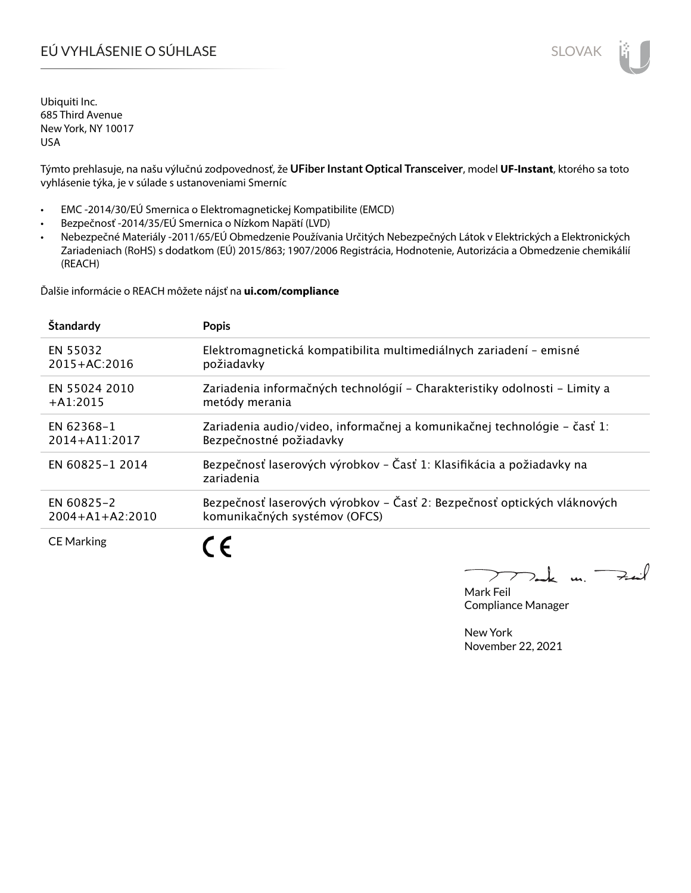# EÚ VYHLÁSENIE O SÚHLASE

Ubiquiti Inc.
685 Third Avenue
New York, NY 10017
USA

Týmto prehlasuje, na našu výlučnú zodpovednosť, že **UFiber Instant Optical Transceiver**, model **UF-Instant**, ktorého sa toto vyhlásenie týka, je v súlade s ustanoveniami Smerníc

- EMC -2014/30/EÚ Smernica o Elektromagnetickej Kompatibilite (EMCD)
- Bezpečnosť -2014/35/EÚ Smernica o Nízkom Napätí (LVD)
- Nebezpečné Materiály -2011/65/EÚ Obmedzenie Používania Určitých Nebezpečných Látok v Elektrických a Elektronických Zariadeniach (RoHS) s dodatkom (EÚ) 2015/863; 1907/2006 Registrácia, Hodnotenie, Autorizácia a Obmedzenie chemikálií (REACH)

Ďalšie informácie o REACH môžete nájsť na **ui.com/compliance**

| Štandardy | Popis |
|---|---|
| EN 55032 2015+AC:2016 | Elektromagnetická kompatibilita multimediálnych zariadení – emisné požiadavky |
| EN 55024 2010 +A1:2015 | Zariadenia informačných technológií – Charakteristiky odolnosti – Limity a metódy merania |
| EN 62368-1 2014+A11:2017 | Zariadenia audio/video, informačnej a komunikačnej technológie – časť 1: Bezpečnostné požiadavky |
| EN 60825-1 2014 | Bezpečnosť laserových výrobkov – Časť 1: Klasifikácia a požiadavky na zariadenia |
| EN 60825-2 2004+A1+A2:2010 | Bezpečnosť laserových výrobkov – Časť 2: Bezpečnosť optických vláknových komunikačných systémov (OFCS) |
| CE Marking | CE |

Mark Feil
Compliance Manager

New York
November 22, 2021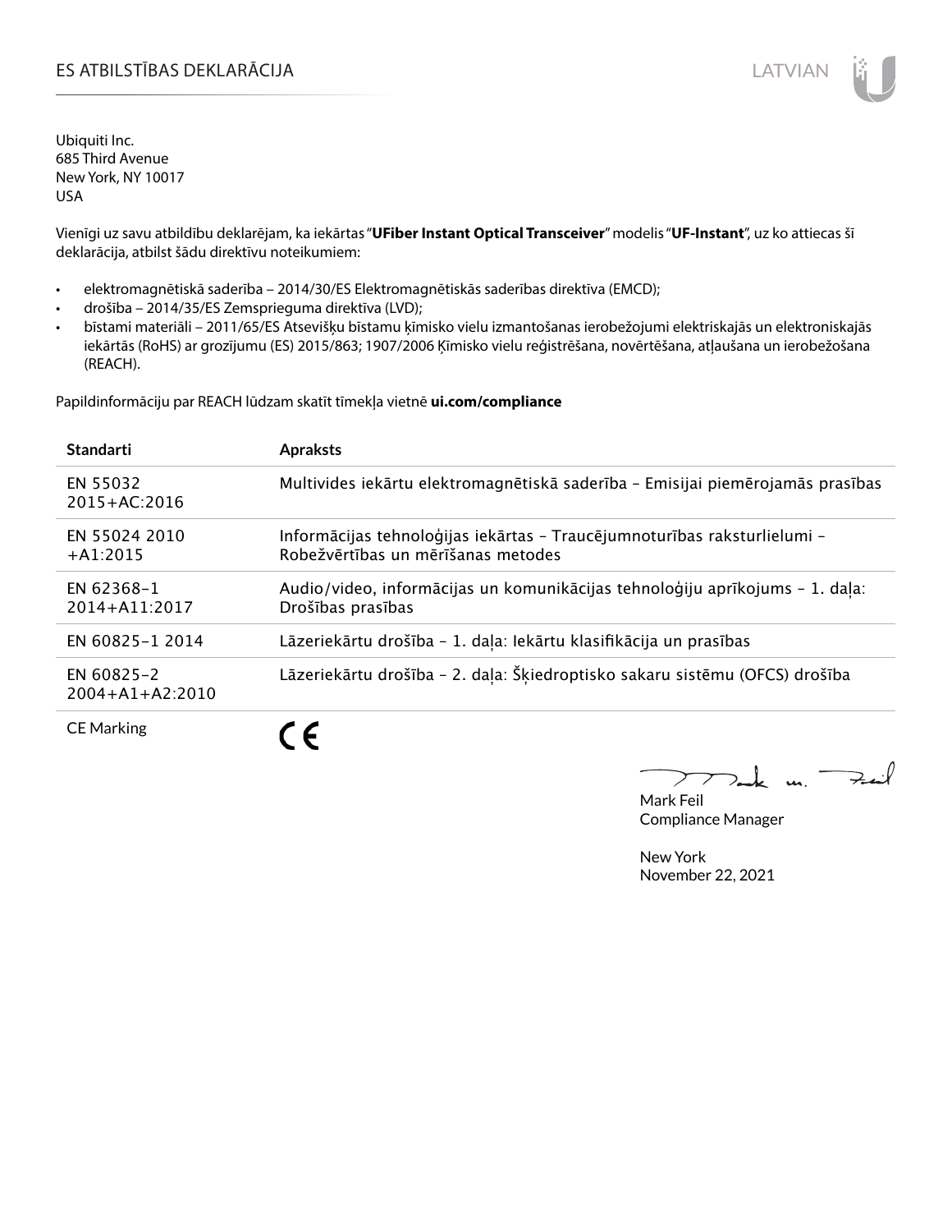# ES ATBILSTĪBAS DEKLARĀCIJA

Ubiquiti Inc.
685 Third Avenue
New York, NY 10017
USA

Vienīgi uz savu atbildību deklarējam, ka iekārtas "**UFiber Instant Optical Transceiver**" modelis "**UF-Instant**", uz ko attiecas šī deklarācija, atbilst šādu direktīvu noteikumiem:

- elektromagnētiskā saderība – 2014/30/ES Elektromagnētiskās saderības direktīva (EMCD);
- drošība – 2014/35/ES Zemsprieguma direktīva (LVD);
- bīstami materiāli – 2011/65/ES Atsevišķu bīstamu ķīmisko vielu izmantošanas ierobežojumi elektriskajās un elektroniskajās iekārtās (RoHS) ar grozījumu (ES) 2015/863; 1907/2006 Ķīmisko vielu reģistrēšana, novērtēšana, atļaušana un ierobežošana (REACH).

Papildinformāciju par REACH lūdzam skatīt tīmekļa vietnē **ui.com/compliance**

| Standarti | Apraksts |
|---|---|
| EN 55032 2015+AC:2016 | Multivides iekārtu elektromagnētiskā saderība – Emisijai piemērojamās prasības |
| EN 55024 2010 +A1:2015 | Informācijas tehnoloģijas iekārtas – Traucējumnoturības raksturlielumi – Robežvērtības un mērīšanas metodes |
| EN 62368-1 2014+A11:2017 | Audio/video, informācijas un komunikācijas tehnoloģiju aprīkojums – 1. daļa: Drošības prasības |
| EN 60825-1 2014 | Lāzeriekārtu drošība – 1. daļa: Iekārtu klasifikācija un prasības |
| EN 60825-2 2004+A1+A2:2010 | Lāzeriekārtu drošība – 2. daļa: Šķiedroptisko sakaru sistēmu (OFCS) drošība |
| CE Marking | CE |

Mark Feil
Compliance Manager

New York
November 22, 2021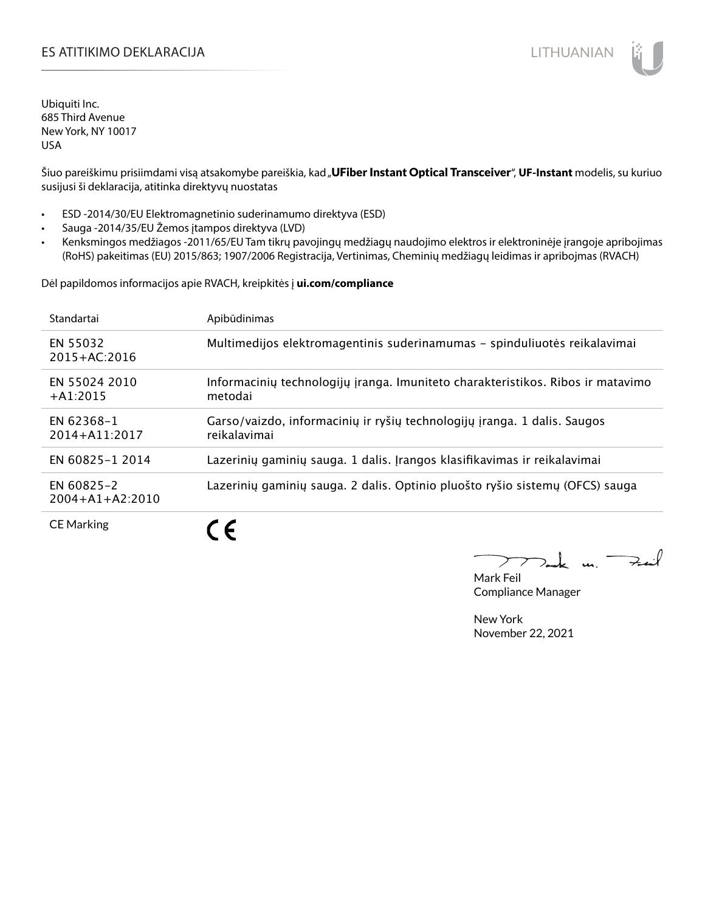# ES ATITIKIMO DEKLARACIJA

LITHUANIAN

Ubiquiti Inc.
685 Third Avenue
New York, NY 10017
USA

Šiuo pareiškimu prisiimdami visą atsakomybe pareiškia, kad „**UFiber Instant Optical Transceiver**“, **UF-Instant** modelis, su kuriuo susijusi ši deklaracija, atitinka direktyvų nuostatas

- ESD -2014/30/EU Elektromagnetinio suderinamumo direktyva (ESD)
- Sauga -2014/35/EU Žemos įtampos direktyva (LVD)
- Kenksmingos medžiagos -2011/65/EU Tam tikrų pavojingų medžiagų naudojimo elektros ir elektroninėje įrangoje apribojimas (RoHS) pakeitimas (EU) 2015/863; 1907/2006 Registracija, Vertinimas, Cheminių medžiagų leidimas ir apribojmas (RVACH)

Dėl papildomos informacijos apie RVACH, kreipkitės į **ui.com/compliance**

| Standartai | Apibūdinimas |
|---|---|
| EN 55032 2015+AC:2016 | Multimedijos elektromagentinis suderinamumas – spinduliuotės reikalavimai |
| EN 55024 2010 +A1:2015 | Informacinių technologijų įranga. Imuniteto charakteristikos. Ribos ir matavimo metodai |
| EN 62368-1 2014+A11:2017 | Garso/vaizdo, informacinių ir ryšių technologijų įranga. 1 dalis. Saugos reikalavimai |
| EN 60825-1 2014 | Lazerinių gaminių sauga. 1 dalis. Įrangos klasifikavimas ir reikalavimai |
| EN 60825-2 2004+A1+A2:2010 | Lazerinių gaminių sauga. 2 dalis. Optinio pluošto ryšio sistemų (OFCS) sauga |
| CE Marking | CE |

Mark Feil
Compliance Manager

New York
November 22, 2021